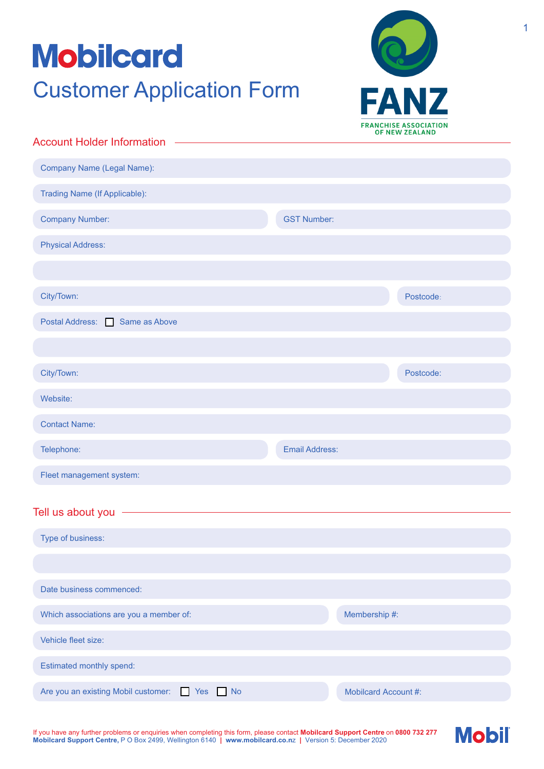# Mobilcard

## Customer Application Form

FANZ
FRANCHISE ASSOCIATION OF NEW ZEALAND

### Account Holder Information

Company Name (Legal Name):

Trading Name (If Applicable):

Company Number: GST Number:

Physical Address:

City/Town: Postcode:

Postal Address: ☐ Same as Above

City/Town: Postcode:

Website:

Contact Name:

Telephone: Email Address:

Fleet management system:

### Tell us about you

Type of business:

Date business commenced:

Which associations are you a member of: Membership #:

Vehicle fleet size:

Estimated monthly spend:

Are you an existing Mobil customer: ☐ Yes ☐ No Mobilcard Account #:

If you have any further problems or enquiries when completing this form, please contact **Mobilcard Support Centre** on **0800 732 277**
**Mobilcard Support Centre,** P O Box 2499, Wellington 6140 | **www.mobilcard.co.nz** | Version 5: December 2020

Mobil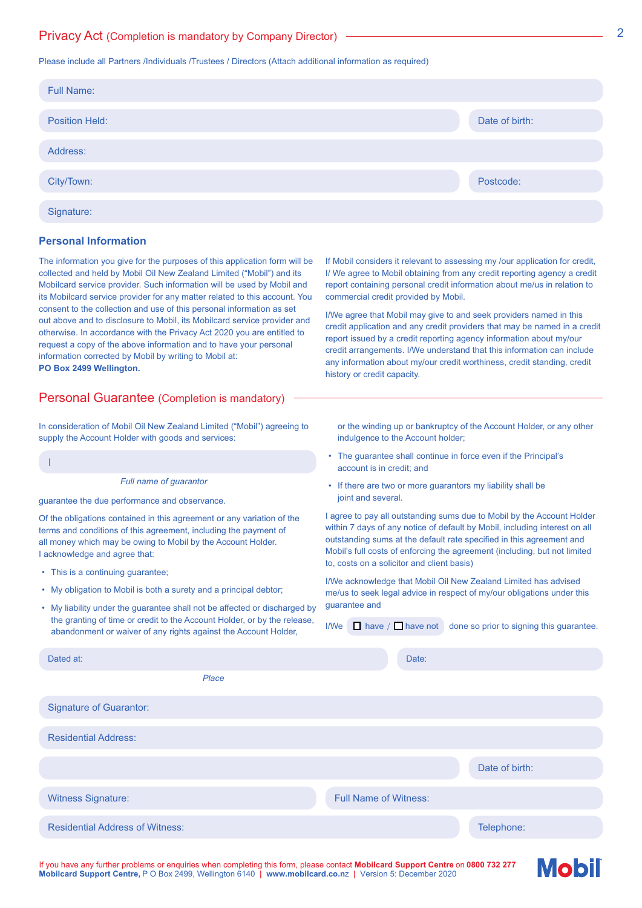## Privacy Act (Completion is mandatory by Company Director)

Please include all Partners /Individuals /Trustees / Directors (Attach additional information as required)

Full Name:

Position Held: | Date of birth:

Address:

City/Town: | Postcode:

Signature:

### Personal Information

The information you give for the purposes of this application form will be collected and held by Mobil Oil New Zealand Limited ("Mobil") and its Mobilcard service provider. Such information will be used by Mobil and its Mobilcard service provider for any matter related to this account. You consent to the collection and use of this personal information as set out above and to disclosure to Mobil, its Mobilcard service provider and otherwise. In accordance with the Privacy Act 2020 you are entitled to request a copy of the above information and to have your personal information corrected by Mobil by writing to Mobil at:
**PO Box 2499 Wellington.**

If Mobil considers it relevant to assessing my /our application for credit, I/ We agree to Mobil obtaining from any credit reporting agency a credit report containing personal credit information about me/us in relation to commercial credit provided by Mobil.

I/We agree that Mobil may give to and seek providers named in this credit application and any credit providers that may be named in a credit report issued by a credit reporting agency information about my/our credit arrangements. I/We understand that this information can include any information about my/our credit worthiness, credit standing, credit history or credit capacity.

## Personal Guarantee (Completion is mandatory)

In consideration of Mobil Oil New Zealand Limited ("Mobil") agreeing to supply the Account Holder with goods and services:

I

*Full name of guarantor*

guarantee the due performance and observance.

Of the obligations contained in this agreement or any variation of the terms and conditions of this agreement, including the payment of all money which may be owing to Mobil by the Account Holder.
I acknowledge and agree that:

- This is a continuing guarantee;
- My obligation to Mobil is both a surety and a principal debtor;
- My liability under the guarantee shall not be affected or discharged by the granting of time or credit to the Account Holder, or by the release, abandonment or waiver of any rights against the Account Holder, or the winding up or bankruptcy of the Account Holder, or any other indulgence to the Account holder;
- The guarantee shall continue in force even if the Principal's account is in credit; and
- If there are two or more guarantors my liability shall be joint and several.

I agree to pay all outstanding sums due to Mobil by the Account Holder within 7 days of any notice of default by Mobil, including interest on all outstanding sums at the default rate specified in this agreement and Mobil's full costs of enforcing the agreement (including, but not limited to, costs on a solicitor and client basis)

I/We acknowledge that Mobil Oil New Zealand Limited has advised me/us to seek legal advice in respect of my/our obligations under this guarantee and

I/We ☐ have / ☐ have not done so prior to signing this guarantee.

Dated at: | Date:

*Place*

Signature of Guarantor:

Residential Address:

Date of birth:

Witness Signature: | Full Name of Witness:

Residential Address of Witness: | Telephone:

If you have any further problems or enquiries when completing this form, please contact **Mobilcard Support Centre** on **0800 732 277**
**Mobilcard Support Centre,** P O Box 2499, Wellington 6140 | **www.mobilcard.co.nz** | Version 5: December 2020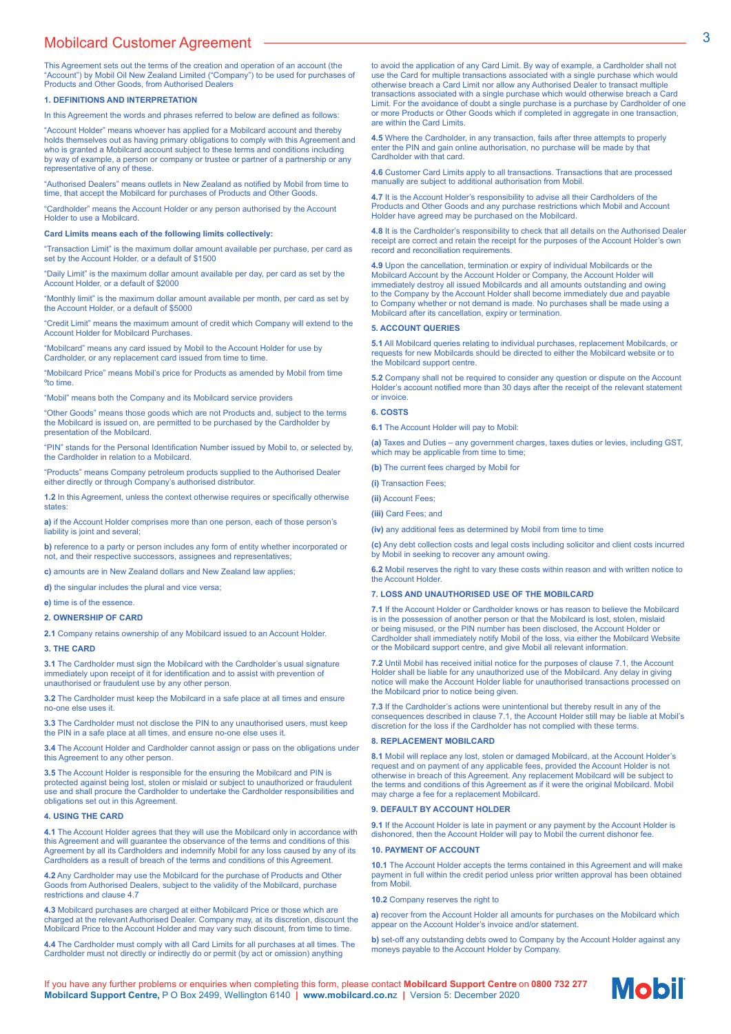# Mobilcard Customer Agreement

This Agreement sets out the terms of the creation and operation of an account (the "Account") by Mobil Oil New Zealand Limited ("Company") to be used for purchases of Products and Other Goods, from Authorised Dealers

## 1. DEFINITIONS AND INTERPRETATION

In this Agreement the words and phrases referred to below are defined as follows:

"Account Holder" means whoever has applied for a Mobilcard account and thereby holds themselves out as having primary obligations to comply with this Agreement and who is granted a Mobilcard account subject to these terms and conditions including by way of example, a person or company or trustee or partner of a partnership or any representative of any of these.

"Authorised Dealers" means outlets in New Zealand as notified by Mobil from time to time, that accept the Mobilcard for purchases of Products and Other Goods.

"Cardholder" means the Account Holder or any person authorised by the Account Holder to use a Mobilcard.

**Card Limits means each of the following limits collectively:**

"Transaction Limit" is the maximum dollar amount available per purchase, per card as set by the Account Holder, or a default of $1500

"Daily Limit" is the maximum dollar amount available per day, per card as set by the Account Holder, or a default of $2000

"Monthly limit" is the maximum dollar amount available per month, per card as set by the Account Holder, or a default of $5000

"Credit Limit" means the maximum amount of credit which Company will extend to the Account Holder for Mobilcard Purchases.

"Mobilcard" means any card issued by Mobil to the Account Holder for use by Cardholder, or any replacement card issued from time to time.

"Mobilcard Price" means Mobil's price for Products as amended by Mobil from time °to time.

"Mobil" means both the Company and its Mobilcard service providers

"Other Goods" means those goods which are not Products and, subject to the terms the Mobilcard is issued on, are permitted to be purchased by the Cardholder by presentation of the Mobilcard.

"PIN" stands for the Personal Identification Number issued by Mobil to, or selected by, the Cardholder in relation to a Mobilcard.

"Products" means Company petroleum products supplied to the Authorised Dealer either directly or through Company's authorised distributor.

**1.2** In this Agreement, unless the context otherwise requires or specifically otherwise states:

**a)** if the Account Holder comprises more than one person, each of those person's liability is joint and several;

**b)** reference to a party or person includes any form of entity whether incorporated or not, and their respective successors, assignees and representatives;

**c)** amounts are in New Zealand dollars and New Zealand law applies;

**d)** the singular includes the plural and vice versa;

**e)** time is of the essence.

## 2. OWNERSHIP OF CARD

**2.1** Company retains ownership of any Mobilcard issued to an Account Holder.

## 3. THE CARD

**3.1** The Cardholder must sign the Mobilcard with the Cardholder's usual signature immediately upon receipt of it for identification and to assist with prevention of unauthorised or fraudulent use by any other person.

**3.2** The Cardholder must keep the Mobilcard in a safe place at all times and ensure no-one else uses it.

**3.3** The Cardholder must not disclose the PIN to any unauthorised users, must keep the PIN in a safe place at all times, and ensure no-one else uses it.

**3.4** The Account Holder and Cardholder cannot assign or pass on the obligations under this Agreement to any other person.

**3.5** The Account Holder is responsible for the ensuring the Mobilcard and PIN is protected against being lost, stolen or mislaid or subject to unauthorized or fraudulent use and shall procure the Cardholder to undertake the Cardholder responsibilities and obligations set out in this Agreement.

## 4. USING THE CARD

**4.1** The Account Holder agrees that they will use the Mobilcard only in accordance with this Agreement and will guarantee the observance of the terms and conditions of this Agreement by all its Cardholders and indemnify Mobil for any loss caused by any of its Cardholders as a result of breach of the terms and conditions of this Agreement.

**4.2** Any Cardholder may use the Mobilcard for the purchase of Products and Other Goods from Authorised Dealers, subject to the validity of the Mobilcard, purchase restrictions and clause 4.7

**4.3** Mobilcard purchases are charged at either Mobilcard Price or those which are charged at the relevant Authorised Dealer. Company may, at its discretion, discount the Mobilcard Price to the Account Holder and may vary such discount, from time to time.

**4.4** The Cardholder must comply with all Card Limits for all purchases at all times. The Cardholder must not directly or indirectly do or permit (by act or omission) anything to avoid the application of any Card Limit. By way of example, a Cardholder shall not use the Card for multiple transactions associated with a single purchase which would otherwise breach a Card Limit nor allow any Authorised Dealer to transact multiple transactions associated with a single purchase which would otherwise breach a Card Limit. For the avoidance of doubt a single purchase is a purchase by Cardholder of one or more Products or Other Goods which if completed in aggregate in one transaction, are within the Card Limits.

**4.5** Where the Cardholder, in any transaction, fails after three attempts to properly enter the PIN and gain online authorisation, no purchase will be made by that Cardholder with that card.

**4.6** Customer Card Limits apply to all transactions. Transactions that are processed manually are subject to additional authorisation from Mobil.

**4.7** It is the Account Holder's responsibility to advise all their Cardholders of the Products and Other Goods and any purchase restrictions which Mobil and Account Holder have agreed may be purchased on the Mobilcard.

**4.8** It is the Cardholder's responsibility to check that all details on the Authorised Dealer receipt are correct and retain the receipt for the purposes of the Account Holder's own record and reconciliation requirements.

**4.9** Upon the cancellation, termination or expiry of individual Mobilcards or the Mobilcard Account by the Account Holder or Company, the Account Holder will immediately destroy all issued Mobilcards and all amounts outstanding and owing to the Company by the Account Holder shall become immediately due and payable to Company whether or not demand is made. No purchases shall be made using a Mobilcard after its cancellation, expiry or termination.

## 5. ACCOUNT QUERIES

**5.1** All Mobilcard queries relating to individual purchases, replacement Mobilcards, or requests for new Mobilcards should be directed to either the Mobilcard website or to the Mobilcard support centre.

**5.2** Company shall not be required to consider any question or dispute on the Account Holder's account notified more than 30 days after the receipt of the relevant statement or invoice.

## 6. COSTS

**6.1** The Account Holder will pay to Mobil:

**(a)** Taxes and Duties – any government charges, taxes duties or levies, including GST, which may be applicable from time to time;

**(b)** The current fees charged by Mobil for

**(i)** Transaction Fees;

**(ii)** Account Fees;

**(iii)** Card Fees; and

**(iv)** any additional fees as determined by Mobil from time to time

**(c)** Any debt collection costs and legal costs including solicitor and client costs incurred by Mobil in seeking to recover any amount owing.

**6.2** Mobil reserves the right to vary these costs within reason and with written notice to the Account Holder.

## 7. LOSS AND UNAUTHORISED USE OF THE MOBILCARD

**7.1** If the Account Holder or Cardholder knows or has reason to believe the Mobilcard is in the possession of another person or that the Mobilcard is lost, stolen, mislaid or being misused, or the PIN number has been disclosed, the Account Holder or Cardholder shall immediately notify Mobil of the loss, via either the Mobilcard Website or the Mobilcard support centre, and give Mobil all relevant information.

**7.2** Until Mobil has received initial notice for the purposes of clause 7.1, the Account Holder shall be liable for any unauthorized use of the Mobilcard. Any delay in giving notice will make the Account Holder liable for unauthorised transactions processed on the Mobilcard prior to notice being given.

**7.3** If the Cardholder's actions were unintentional but thereby result in any of the consequences described in clause 7.1, the Account Holder still may be liable at Mobil's discretion for the loss if the Cardholder has not complied with these terms.

## 8. REPLACEMENT MOBILCARD

**8.1** Mobil will replace any lost, stolen or damaged Mobilcard, at the Account Holder's request and on payment of any applicable fees, provided the Account Holder is not otherwise in breach of this Agreement. Any replacement Mobilcard will be subject to the terms and conditions of this Agreement as if it were the original Mobilcard. Mobil may charge a fee for a replacement Mobilcard.

## 9. DEFAULT BY ACCOUNT HOLDER

**9.1** If the Account Holder is late in payment or any payment by the Account Holder is dishonored, then the Account Holder will pay to Mobil the current dishonor fee.

## 10. PAYMENT OF ACCOUNT

**10.1** The Account Holder accepts the terms contained in this Agreement and will make payment in full within the credit period unless prior written approval has been obtained from Mobil.

**10.2** Company reserves the right to

**a)** recover from the Account Holder all amounts for purchases on the Mobilcard which appear on the Account Holder's invoice and/or statement.

**b)** set-off any outstanding debts owed to Company by the Account Holder against any moneys payable to the Account Holder by Company.

If you have any further problems or enquiries when completing this form, please contact **Mobilcard Support Centre** on **0800 732 277**
**Mobilcard Support Centre,** P O Box 2499, Wellington 6140 | **www.mobilcard.co.nz** | Version 5: December 2020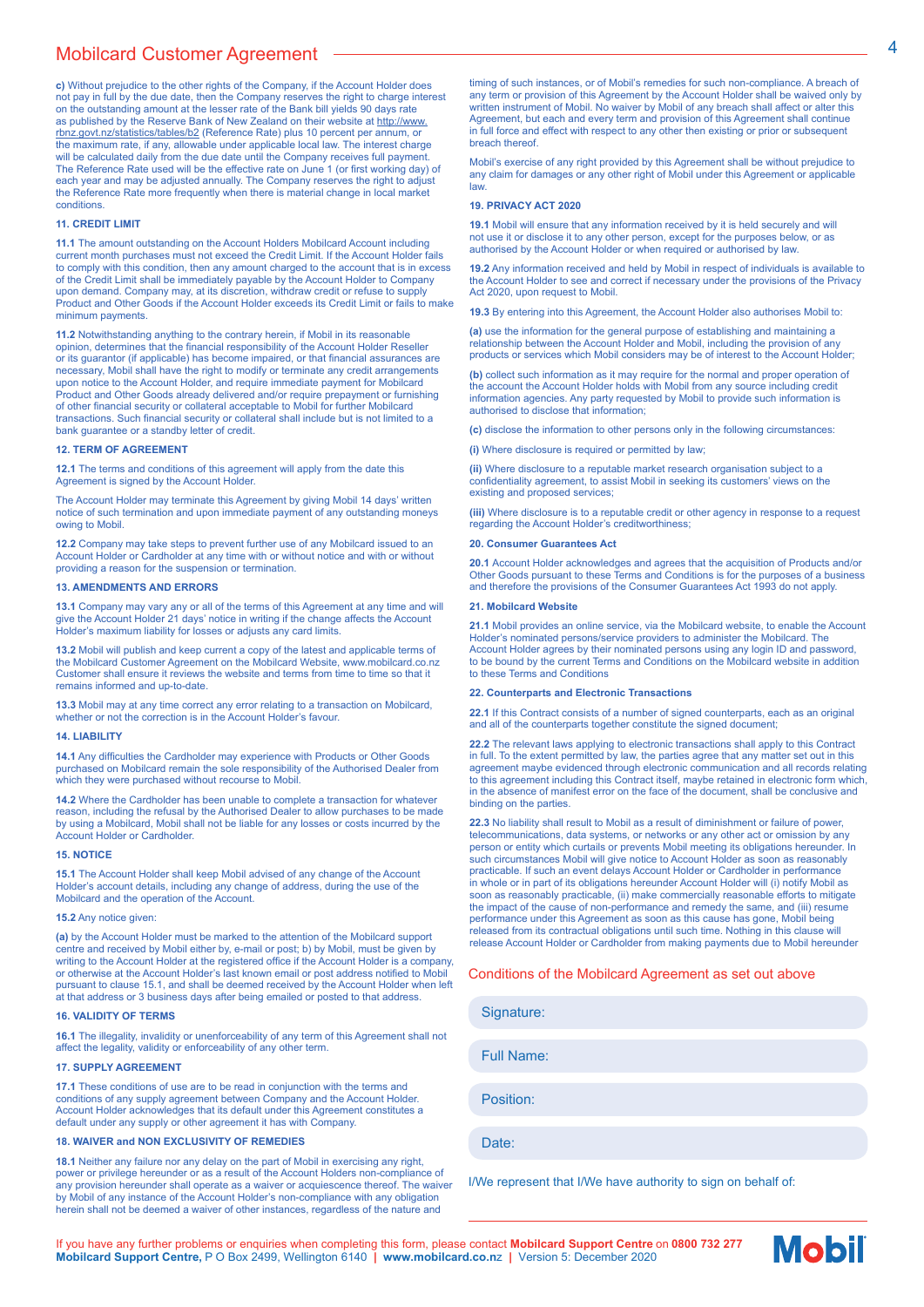**c)** Without prejudice to the other rights of the Company, if the Account Holder does not pay in full by the due date, then the Company reserves the right to charge interest on the outstanding amount at the lesser rate of the Bank bill yields 90 days rate as published by the Reserve Bank of New Zealand on their website at http://www.rbnz.govt.nz/statistics/tables/b2 (Reference Rate) plus 10 percent per annum, or the maximum rate, if any, allowable under applicable local law. The interest charge will be calculated daily from the due date until the Company receives full payment. The Reference Rate used will be the effective rate on June 1 (or first working day) of each year and may be adjusted annually. The Company reserves the right to adjust the Reference Rate more frequently when there is material change in local market conditions.

### 11. CREDIT LIMIT

**11.1** The amount outstanding on the Account Holders Mobilcard Account including current month purchases must not exceed the Credit Limit. If the Account Holder fails to comply with this condition, then any amount charged to the account that is in excess of the Credit Limit shall be immediately payable by the Account Holder to Company upon demand. Company may, at its discretion, withdraw credit or refuse to supply Product and Other Goods if the Account Holder exceeds its Credit Limit or fails to make minimum payments.

**11.2** Notwithstanding anything to the contrary herein, if Mobil in its reasonable opinion, determines that the financial responsibility of the Account Holder Reseller or its guarantor (if applicable) has become impaired, or that financial assurances are necessary, Mobil shall have the right to modify or terminate any credit arrangements upon notice to the Account Holder, and require immediate payment for Mobilcard Product and Other Goods already delivered and/or require prepayment or furnishing of other financial security or collateral acceptable to Mobil for further Mobilcard transactions. Such financial security or collateral shall include but is not limited to a bank guarantee or a standby letter of credit.

### 12. TERM OF AGREEMENT

**12.1** The terms and conditions of this agreement will apply from the date this Agreement is signed by the Account Holder.

The Account Holder may terminate this Agreement by giving Mobil 14 days' written notice of such termination and upon immediate payment of any outstanding moneys owing to Mobil.

**12.2** Company may take steps to prevent further use of any Mobilcard issued to an Account Holder or Cardholder at any time with or without notice and with or without providing a reason for the suspension or termination.

### 13. AMENDMENTS AND ERRORS

**13.1** Company may vary any or all of the terms of this Agreement at any time and will give the Account Holder 21 days' notice in writing if the change affects the Account Holder's maximum liability for losses or adjusts any card limits.

**13.2** Mobil will publish and keep current a copy of the latest and applicable terms of the Mobilcard Customer Agreement on the Mobilcard Website, www.mobilcard.co.nz Customer shall ensure it reviews the website and terms from time to time so that it remains informed and up-to-date.

**13.3** Mobil may at any time correct any error relating to a transaction on Mobilcard, whether or not the correction is in the Account Holder's favour.

### 14. LIABILITY

**14.1** Any difficulties the Cardholder may experience with Products or Other Goods purchased on Mobilcard remain the sole responsibility of the Authorised Dealer from which they were purchased without recourse to Mobil.

**14.2** Where the Cardholder has been unable to complete a transaction for whatever reason, including the refusal by the Authorised Dealer to allow purchases to be made by using a Mobilcard, Mobil shall not be liable for any losses or costs incurred by the Account Holder or Cardholder.

### 15. NOTICE

**15.1** The Account Holder shall keep Mobil advised of any change of the Account Holder's account details, including any change of address, during the use of the Mobilcard and the operation of the Account.

**15.2** Any notice given:

**(a)** by the Account Holder must be marked to the attention of the Mobilcard support centre and received by Mobil either by, e-mail or post; b) by Mobil, must be given by writing to the Account Holder at the registered office if the Account Holder is a company, or otherwise at the Account Holder's last known email or post address notified to Mobil pursuant to clause 15.1, and shall be deemed received by the Account Holder when left at that address or 3 business days after being emailed or posted to that address.

### 16. VALIDITY OF TERMS

**16.1** The illegality, invalidity or unenforceability of any term of this Agreement shall not affect the legality, validity or enforceability of any other term.

### 17. SUPPLY AGREEMENT

**17.1** These conditions of use are to be read in conjunction with the terms and conditions of any supply agreement between Company and the Account Holder. Account Holder acknowledges that its default under this Agreement constitutes a default under any supply or other agreement it has with Company.

### 18. WAIVER and NON EXCLUSIVITY OF REMEDIES

**18.1** Neither any failure nor any delay on the part of Mobil in exercising any right, power or privilege hereunder or as a result of the Account Holders non-compliance of any provision hereunder shall operate as a waiver or acquiescence thereof. The waiver by Mobil of any instance of the Account Holder's non-compliance with any obligation herein shall not be deemed a waiver of other instances, regardless of the nature and timing of such instances, or of Mobil's remedies for such non-compliance. A breach of any term or provision of this Agreement by the Account Holder shall be waived only by written instrument of Mobil. No waiver by Mobil of any breach shall affect or alter this Agreement, but each and every term and provision of this Agreement shall continue in full force and effect with respect to any other then existing or prior or subsequent breach thereof.

Mobil's exercise of any right provided by this Agreement shall be without prejudice to any claim for damages or any other right of Mobil under this Agreement or applicable law.

### 19. PRIVACY ACT 2020

**19.1** Mobil will ensure that any information received by it is held securely and will not use it or disclose it to any other person, except for the purposes below, or as authorised by the Account Holder or when required or authorised by law.

**19.2** Any information received and held by Mobil in respect of individuals is available to the Account Holder to see and correct if necessary under the provisions of the Privacy Act 2020, upon request to Mobil.

**19.3** By entering into this Agreement, the Account Holder also authorises Mobil to:

**(a)** use the information for the general purpose of establishing and maintaining a relationship between the Account Holder and Mobil, including the provision of any products or services which Mobil considers may be of interest to the Account Holder;

**(b)** collect such information as it may require for the normal and proper operation of the account the Account Holder holds with Mobil from any source including credit information agencies. Any party requested by Mobil to provide such information is authorised to disclose that information;

**(c)** disclose the information to other persons only in the following circumstances:

**(i)** Where disclosure is required or permitted by law;

**(ii)** Where disclosure to a reputable market research organisation subject to a confidentiality agreement, to assist Mobil in seeking its customers' views on the existing and proposed services;

**(iii)** Where disclosure is to a reputable credit or other agency in response to a request regarding the Account Holder's creditworthiness;

### 20. Consumer Guarantees Act

**20.1** Account Holder acknowledges and agrees that the acquisition of Products and/or Other Goods pursuant to these Terms and Conditions is for the purposes of a business and therefore the provisions of the Consumer Guarantees Act 1993 do not apply.

### 21. Mobilcard Website

**21.1** Mobil provides an online service, via the Mobilcard website, to enable the Account Holder's nominated persons/service providers to administer the Mobilcard. The Account Holder agrees by their nominated persons using any login ID and password, to be bound by the current Terms and Conditions on the Mobilcard website in addition to these Terms and Conditions

### 22. Counterparts and Electronic Transactions

**22.1** If this Contract consists of a number of signed counterparts, each as an original and all of the counterparts together constitute the signed document;

**22.2** The relevant laws applying to electronic transactions shall apply to this Contract in full. To the extent permitted by law, the parties agree that any matter set out in this agreement maybe evidenced through electronic communication and all records relating to this agreement including this Contract itself, maybe retained in electronic form which, in the absence of manifest error on the face of the document, shall be conclusive and binding on the parties.

**22.3** No liability shall result to Mobil as a result of diminishment or failure of power, telecommunications, data systems, or networks or any other act or omission by any person or entity which curtails or prevents Mobil meeting its obligations hereunder. In such circumstances Mobil will give notice to Account Holder as soon as reasonably practicable. If such an event delays Account Holder or Cardholder in performance in whole or in part of its obligations hereunder Account Holder will (i) notify Mobil as soon as reasonably practicable, (ii) make commercially reasonable efforts to mitigate the impact of the cause of non-performance and remedy the same, and (iii) resume performance under this Agreement as soon as this cause has gone, Mobil being released from its contractual obligations until such time. Nothing in this clause will release Account Holder or Cardholder from making payments due to Mobil hereunder

## Conditions of the Mobilcard Agreement as set out above

Signature:

Full Name:

Position:

Date:

I/We represent that I/We have authority to sign on behalf of:

If you have any further problems or enquiries when completing this form, please contact **Mobilcard Support Centre** on **0800 732 277**
**Mobilcard Support Centre,** P O Box 2499, Wellington 6140 | **www.mobilcard.co.nz** | Version 5: December 2020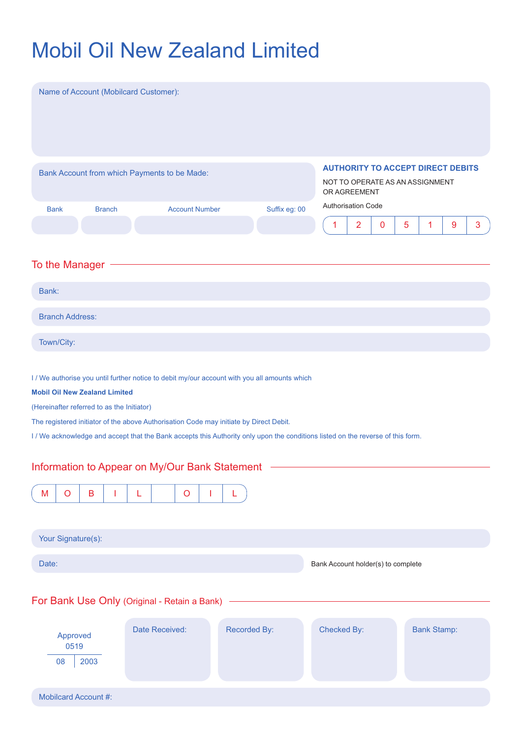# Mobil Oil New Zealand Limited

Name of Account (Mobilcard Customer):

Bank Account from which Payments to be Made:

| Bank | Branch | Account Number | Suffix eg: 00 |
| --- | --- | --- | --- |
| | | | |

**AUTHORITY TO ACCEPT DIRECT DEBITS**

NOT TO OPERATE AS AN ASSIGNMENT OR AGREEMENT

Authorisation Code

| 1 | 2 | 0 | 5 | 1 | 9 | 3 |
| --- | --- | --- | --- | --- | --- | --- |

## To the Manager

Bank:

Branch Address:

Town/City:

I / We authorise you until further notice to debit my/our account with you all amounts which

**Mobil Oil New Zealand Limited**

(Hereinafter referred to as the Initiator)

The registered initiator of the above Authorisation Code may initiate by Direct Debit.

I / We acknowledge and accept that the Bank accepts this Authority only upon the conditions listed on the reverse of this form.

## Information to Appear on My/Our Bank Statement

| M | O | B | I | L | | O | I | L |
| --- | --- | --- | --- | --- | --- | --- | --- | --- |

Your Signature(s):

Date:

Bank Account holder(s) to complete

## For Bank Use Only (Original - Retain a Bank)

Approved
0519
08 | 2003

| Date Received: | Recorded By: | Checked By: | Bank Stamp: |
| --- | --- | --- | --- |
| | | | |

Mobilcard Account #: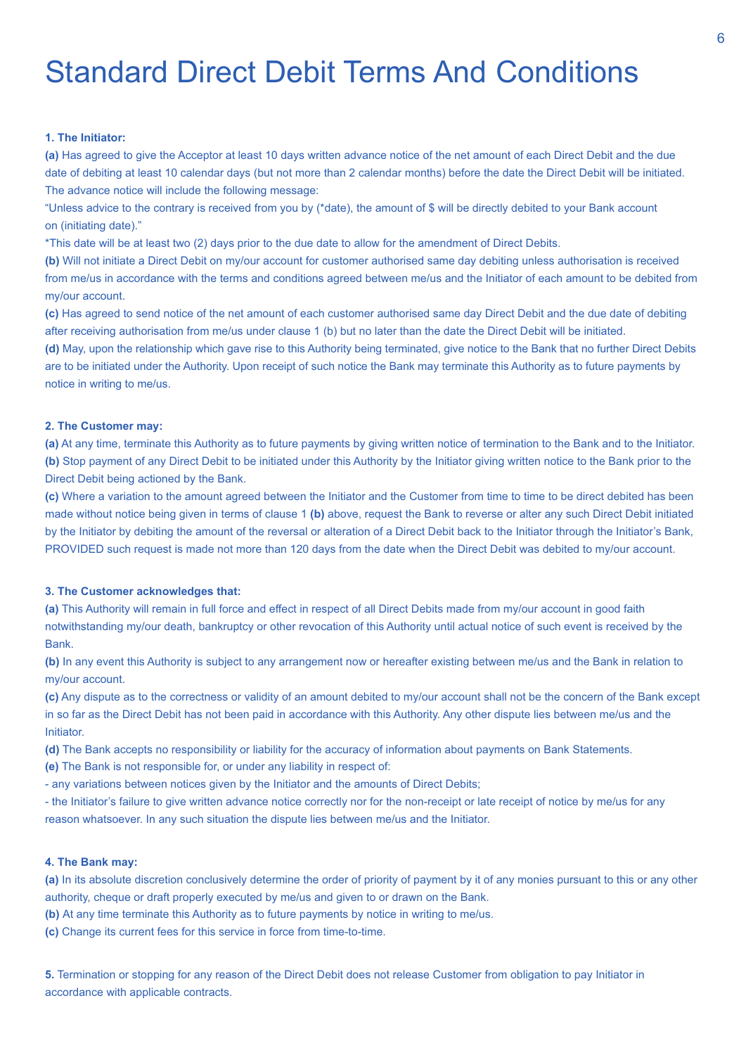# Standard Direct Debit Terms And Conditions

**1. The Initiator:**

**(a)** Has agreed to give the Acceptor at least 10 days written advance notice of the net amount of each Direct Debit and the due date of debiting at least 10 calendar days (but not more than 2 calendar months) before the date the Direct Debit will be initiated. The advance notice will include the following message:

"Unless advice to the contrary is received from you by (*date), the amount of $ will be directly debited to your Bank account on (initiating date)."

*This date will be at least two (2) days prior to the due date to allow for the amendment of Direct Debits.

**(b)** Will not initiate a Direct Debit on my/our account for customer authorised same day debiting unless authorisation is received from me/us in accordance with the terms and conditions agreed between me/us and the Initiator of each amount to be debited from my/our account.

**(c)** Has agreed to send notice of the net amount of each customer authorised same day Direct Debit and the due date of debiting after receiving authorisation from me/us under clause 1 (b) but no later than the date the Direct Debit will be initiated.

**(d)** May, upon the relationship which gave rise to this Authority being terminated, give notice to the Bank that no further Direct Debits are to be initiated under the Authority. Upon receipt of such notice the Bank may terminate this Authority as to future payments by notice in writing to me/us.

**2. The Customer may:**

**(a)** At any time, terminate this Authority as to future payments by giving written notice of termination to the Bank and to the Initiator.

**(b)** Stop payment of any Direct Debit to be initiated under this Authority by the Initiator giving written notice to the Bank prior to the Direct Debit being actioned by the Bank.

**(c)** Where a variation to the amount agreed between the Initiator and the Customer from time to time to be direct debited has been made without notice being given in terms of clause 1 **(b)** above, request the Bank to reverse or alter any such Direct Debit initiated by the Initiator by debiting the amount of the reversal or alteration of a Direct Debit back to the Initiator through the Initiator's Bank, PROVIDED such request is made not more than 120 days from the date when the Direct Debit was debited to my/our account.

**3. The Customer acknowledges that:**

**(a)** This Authority will remain in full force and effect in respect of all Direct Debits made from my/our account in good faith notwithstanding my/our death, bankruptcy or other revocation of this Authority until actual notice of such event is received by the Bank.

**(b)** In any event this Authority is subject to any arrangement now or hereafter existing between me/us and the Bank in relation to my/our account.

**(c)** Any dispute as to the correctness or validity of an amount debited to my/our account shall not be the concern of the Bank except in so far as the Direct Debit has not been paid in accordance with this Authority. Any other dispute lies between me/us and the Initiator.

**(d)** The Bank accepts no responsibility or liability for the accuracy of information about payments on Bank Statements.

**(e)** The Bank is not responsible for, or under any liability in respect of:

- any variations between notices given by the Initiator and the amounts of Direct Debits;
- the Initiator's failure to give written advance notice correctly nor for the non-receipt or late receipt of notice by me/us for any reason whatsoever. In any such situation the dispute lies between me/us and the Initiator.

**4. The Bank may:**

**(a)** In its absolute discretion conclusively determine the order of priority of payment by it of any monies pursuant to this or any other authority, cheque or draft properly executed by me/us and given to or drawn on the Bank.

**(b)** At any time terminate this Authority as to future payments by notice in writing to me/us.

**(c)** Change its current fees for this service in force from time-to-time.

**5.** Termination or stopping for any reason of the Direct Debit does not release Customer from obligation to pay Initiator in accordance with applicable contracts.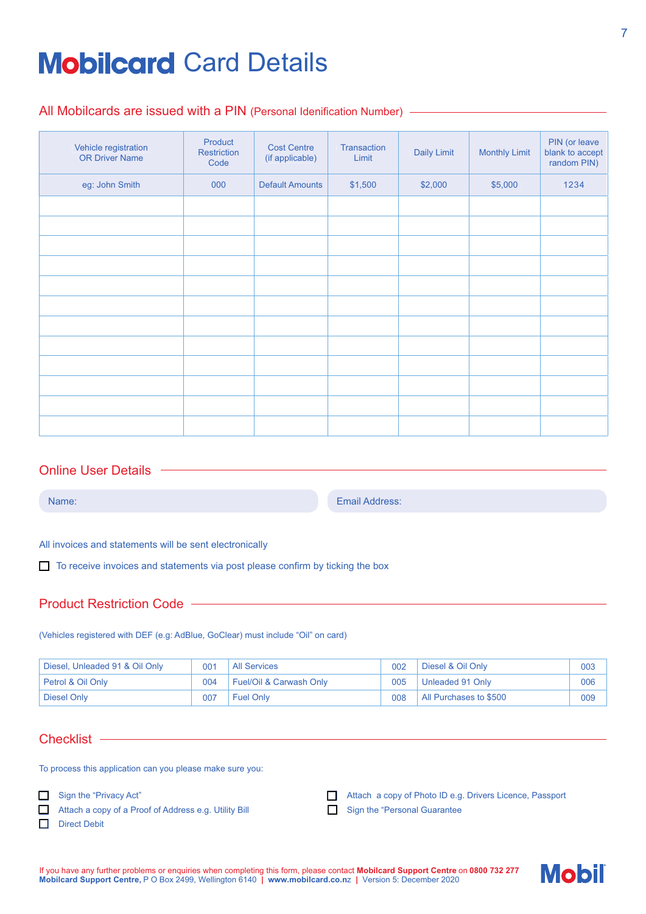# Mobilcard Card Details

## All Mobilcards are issued with a PIN (Personal Idenification Number)

| Vehicle registration OR Driver Name | Product Restriction Code | Cost Centre (if applicable) | Transaction Limit | Daily Limit | Monthly Limit | PIN (or leave blank to accept random PIN) |
|---|---|---|---|---|---|---|
| eg: John Smith | 000 | Default Amounts | $1,500 | $2,000 | $5,000 | 1234 |
| | | | | | | |
| | | | | | | |
| | | | | | | |
| | | | | | | |
| | | | | | | |
| | | | | | | |
| | | | | | | |
| | | | | | | |
| | | | | | | |
| | | | | | | |
| | | | | | | |
| | | | | | | |

## Online User Details

Name:

Email Address:

All invoices and statements will be sent electronically

☐ To receive invoices and statements via post please confirm by ticking the box

## Product Restriction Code

(Vehicles registered with DEF (e.g: AdBlue, GoClear) must include "Oil" on card)

| | | | | | |
|---|---|---|---|---|---|
| Diesel, Unleaded 91 & Oil Only | 001 | All Services | 002 | Diesel & Oil Only | 003 |
| Petrol & Oil Only | 004 | Fuel/Oil & Carwash Only | 005 | Unleaded 91 Only | 006 |
| Diesel Only | 007 | Fuel Only | 008 | All Purchases to $500 | 009 |

## Checklist

To process this application can you please make sure you:

- ☐ Sign the "Privacy Act"
- ☐ Attach a copy of a Proof of Address e.g. Utility Bill
- ☐ Direct Debit
- ☐ Attach a copy of Photo ID e.g. Drivers Licence, Passport
- ☐ Sign the "Personal Guarantee

If you have any further problems or enquiries when completing this form, please contact **Mobilcard Support Centre** on **0800 732 277**
**Mobilcard Support Centre,** P O Box 2499, Wellington 6140 | **www.mobilcard.co.nz** | Version 5: December 2020

Mobil